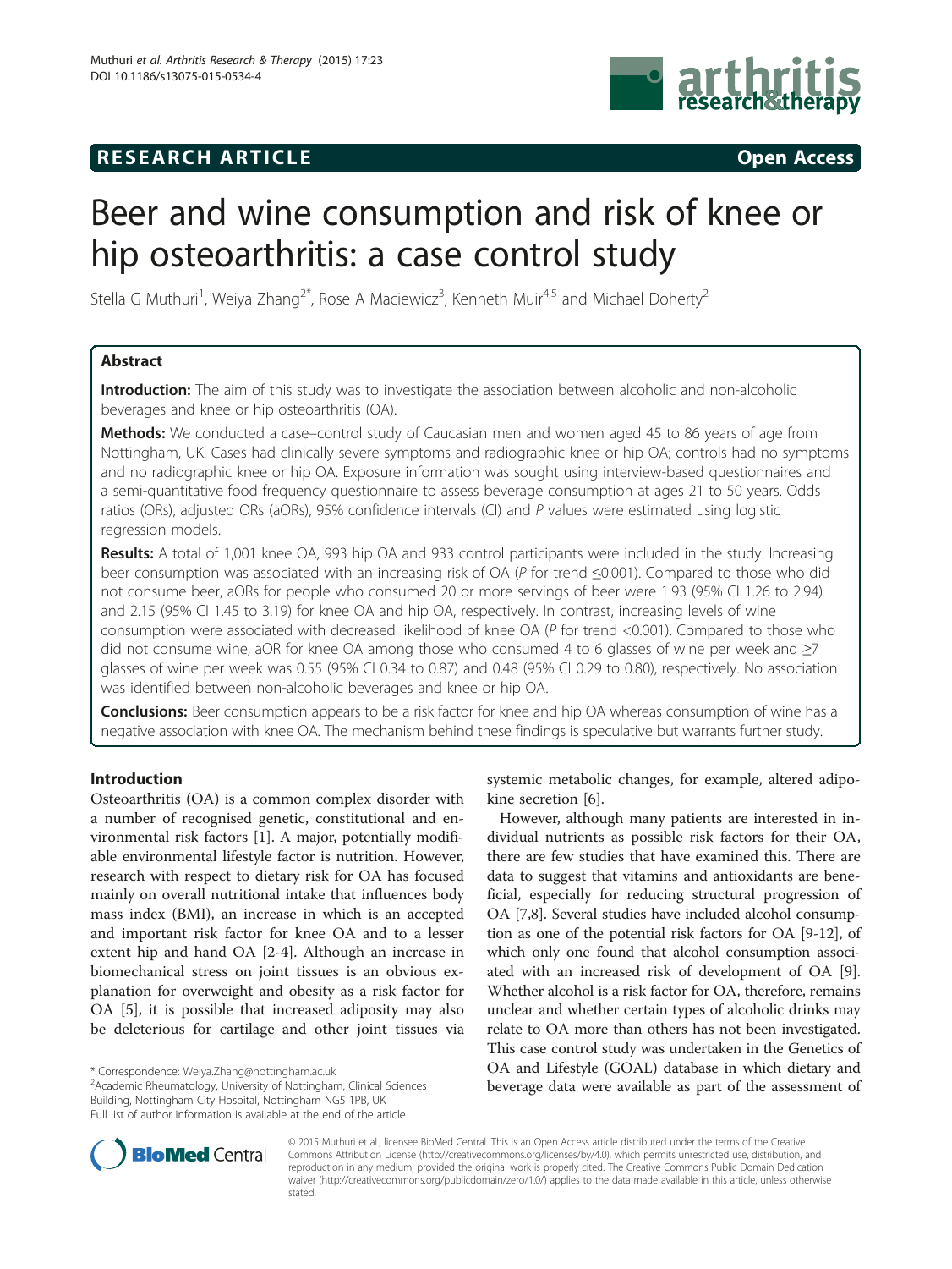**RESEARCH ARTICLE** **Open Access**

# Beer and wine consumption and risk of knee or hip osteoarthritis: a case control study

Stella G Muthuri[1], Weiya Zhang[2*], Rose A Maciewicz[3], Kenneth Muir[4,5] and Michael Doherty[2]

## Abstract

**Introduction:** The aim of this study was to investigate the association between alcoholic and non-alcoholic beverages and knee or hip osteoarthritis (OA).

**Methods:** We conducted a case–control study of Caucasian men and women aged 45 to 86 years of age from Nottingham, UK. Cases had clinically severe symptoms and radiographic knee or hip OA; controls had no symptoms and no radiographic knee or hip OA. Exposure information was sought using interview-based questionnaires and a semi-quantitative food frequency questionnaire to assess beverage consumption at ages 21 to 50 years. Odds ratios (ORs), adjusted ORs (aORs), 95% confidence intervals (CI) and *P* values were estimated using logistic regression models.

**Results:** A total of 1,001 knee OA, 993 hip OA and 933 control participants were included in the study. Increasing beer consumption was associated with an increasing risk of OA (*P* for trend ≤0.001). Compared to those who did not consume beer, aORs for people who consumed 20 or more servings of beer were 1.93 (95% CI 1.26 to 2.94) and 2.15 (95% CI 1.45 to 3.19) for knee OA and hip OA, respectively. In contrast, increasing levels of wine consumption were associated with decreased likelihood of knee OA (*P* for trend <0.001). Compared to those who did not consume wine, aOR for knee OA among those who consumed 4 to 6 glasses of wine per week and ≥7 glasses of wine per week was 0.55 (95% CI 0.34 to 0.87) and 0.48 (95% CI 0.29 to 0.80), respectively. No association was identified between non-alcoholic beverages and knee or hip OA.

**Conclusions:** Beer consumption appears to be a risk factor for knee and hip OA whereas consumption of wine has a negative association with knee OA. The mechanism behind these findings is speculative but warrants further study.

## Introduction

Osteoarthritis (OA) is a common complex disorder with a number of recognised genetic, constitutional and environmental risk factors [1]. A major, potentially modifiable environmental lifestyle factor is nutrition. However, research with respect to dietary risk for OA has focused mainly on overall nutritional intake that influences body mass index (BMI), an increase in which is an accepted and important risk factor for knee OA and to a lesser extent hip and hand OA [2-4]. Although an increase in biomechanical stress on joint tissues is an obvious explanation for overweight and obesity as a risk factor for OA [5], it is possible that increased adiposity may also be deleterious for cartilage and other joint tissues via systemic metabolic changes, for example, altered adipokine secretion [6].

However, although many patients are interested in individual nutrients as possible risk factors for their OA, there are few studies that have examined this. There are data to suggest that vitamins and antioxidants are beneficial, especially for reducing structural progression of OA [7,8]. Several studies have included alcohol consumption as one of the potential risk factors for OA [9-12], of which only one found that alcohol consumption associated with an increased risk of development of OA [9]. Whether alcohol is a risk factor for OA, therefore, remains unclear and whether certain types of alcoholic drinks may relate to OA more than others has not been investigated. This case control study was undertaken in the Genetics of OA and Lifestyle (GOAL) database in which dietary and beverage data were available as part of the assessment of

\* Correspondence: Weiya.Zhang@nottingham.ac.uk
[2]Academic Rheumatology, University of Nottingham, Clinical Sciences Building, Nottingham City Hospital, Nottingham NG5 1PB, UK
Full list of author information is available at the end of the article

© 2015 Muthuri et al.; licensee BioMed Central. This is an Open Access article distributed under the terms of the Creative Commons Attribution License (http://creativecommons.org/licenses/by/4.0), which permits unrestricted use, distribution, and reproduction in any medium, provided the original work is properly cited. The Creative Commons Public Domain Dedication waiver (http://creativecommons.org/publicdomain/zero/1.0/) applies to the data made available in this article, unless otherwise stated.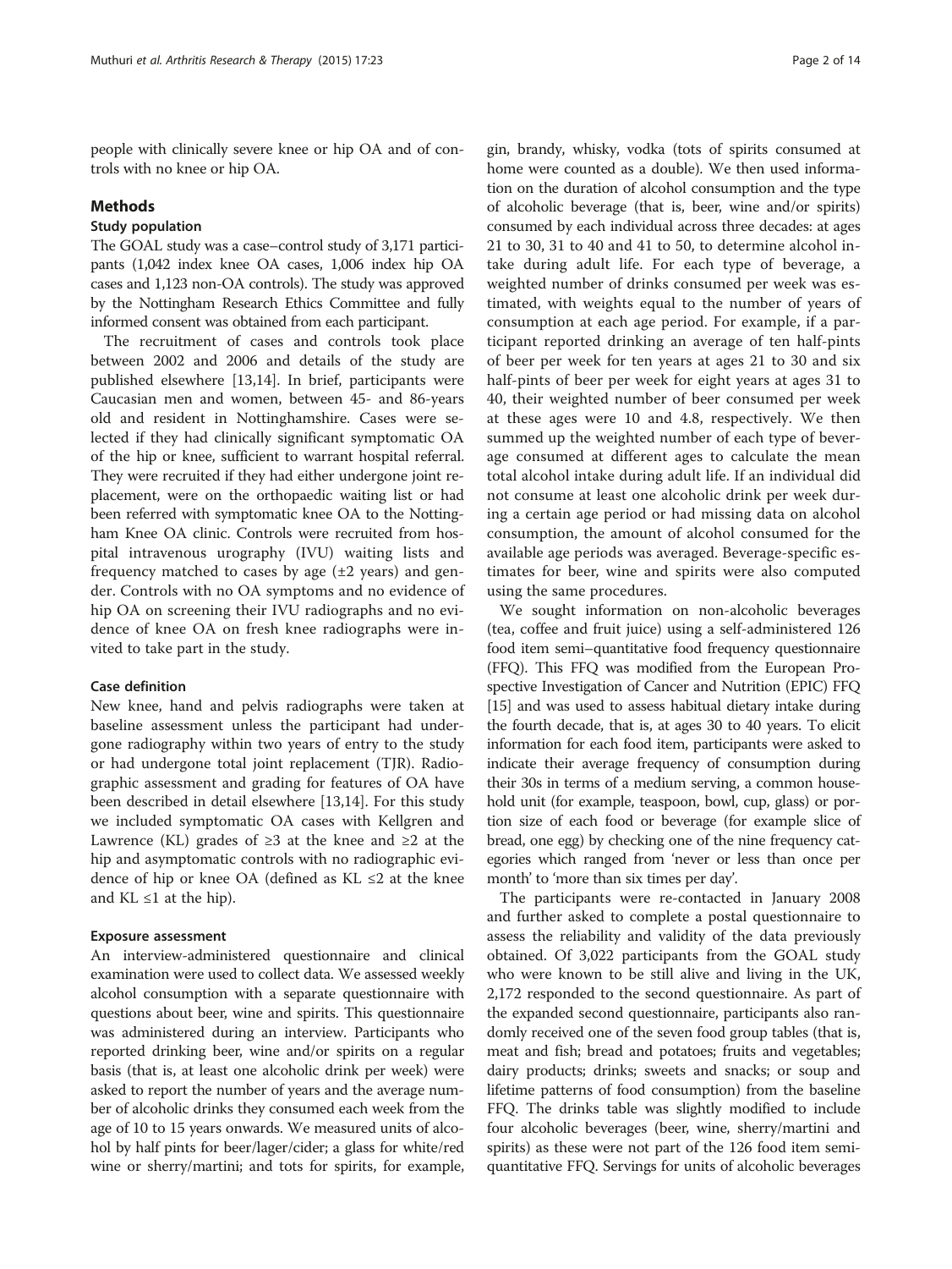people with clinically severe knee or hip OA and of controls with no knee or hip OA.

## Methods

### Study population

The GOAL study was a case–control study of 3,171 participants (1,042 index knee OA cases, 1,006 index hip OA cases and 1,123 non-OA controls). The study was approved by the Nottingham Research Ethics Committee and fully informed consent was obtained from each participant.

The recruitment of cases and controls took place between 2002 and 2006 and details of the study are published elsewhere [13,14]. In brief, participants were Caucasian men and women, between 45- and 86-years old and resident in Nottinghamshire. Cases were selected if they had clinically significant symptomatic OA of the hip or knee, sufficient to warrant hospital referral. They were recruited if they had either undergone joint replacement, were on the orthopaedic waiting list or had been referred with symptomatic knee OA to the Nottingham Knee OA clinic. Controls were recruited from hospital intravenous urography (IVU) waiting lists and frequency matched to cases by age (±2 years) and gender. Controls with no OA symptoms and no evidence of hip OA on screening their IVU radiographs and no evidence of knee OA on fresh knee radiographs were invited to take part in the study.

### Case definition

New knee, hand and pelvis radiographs were taken at baseline assessment unless the participant had undergone radiography within two years of entry to the study or had undergone total joint replacement (TJR). Radiographic assessment and grading for features of OA have been described in detail elsewhere [13,14]. For this study we included symptomatic OA cases with Kellgren and Lawrence (KL) grades of ≥3 at the knee and ≥2 at the hip and asymptomatic controls with no radiographic evidence of hip or knee OA (defined as KL ≤2 at the knee and KL ≤1 at the hip).

### Exposure assessment

An interview-administered questionnaire and clinical examination were used to collect data. We assessed weekly alcohol consumption with a separate questionnaire with questions about beer, wine and spirits. This questionnaire was administered during an interview. Participants who reported drinking beer, wine and/or spirits on a regular basis (that is, at least one alcoholic drink per week) were asked to report the number of years and the average number of alcoholic drinks they consumed each week from the age of 10 to 15 years onwards. We measured units of alcohol by half pints for beer/lager/cider; a glass for white/red wine or sherry/martini; and tots for spirits, for example, gin, brandy, whisky, vodka (tots of spirits consumed at home were counted as a double). We then used information on the duration of alcohol consumption and the type of alcoholic beverage (that is, beer, wine and/or spirits) consumed by each individual across three decades: at ages 21 to 30, 31 to 40 and 41 to 50, to determine alcohol intake during adult life. For each type of beverage, a weighted number of drinks consumed per week was estimated, with weights equal to the number of years of consumption at each age period. For example, if a participant reported drinking an average of ten half-pints of beer per week for ten years at ages 21 to 30 and six half-pints of beer per week for eight years at ages 31 to 40, their weighted number of beer consumed per week at these ages were 10 and 4.8, respectively. We then summed up the weighted number of each type of beverage consumed at different ages to calculate the mean total alcohol intake during adult life. If an individual did not consume at least one alcoholic drink per week during a certain age period or had missing data on alcohol consumption, the amount of alcohol consumed for the available age periods was averaged. Beverage-specific estimates for beer, wine and spirits were also computed using the same procedures.

We sought information on non-alcoholic beverages (tea, coffee and fruit juice) using a self-administered 126 food item semi–quantitative food frequency questionnaire (FFQ). This FFQ was modified from the European Prospective Investigation of Cancer and Nutrition (EPIC) FFQ [15] and was used to assess habitual dietary intake during the fourth decade, that is, at ages 30 to 40 years. To elicit information for each food item, participants were asked to indicate their average frequency of consumption during their 30s in terms of a medium serving, a common household unit (for example, teaspoon, bowl, cup, glass) or portion size of each food or beverage (for example slice of bread, one egg) by checking one of the nine frequency categories which ranged from 'never or less than once per month' to 'more than six times per day'.

The participants were re-contacted in January 2008 and further asked to complete a postal questionnaire to assess the reliability and validity of the data previously obtained. Of 3,022 participants from the GOAL study who were known to be still alive and living in the UK, 2,172 responded to the second questionnaire. As part of the expanded second questionnaire, participants also randomly received one of the seven food group tables (that is, meat and fish; bread and potatoes; fruits and vegetables; dairy products; drinks; sweets and snacks; or soup and lifetime patterns of food consumption) from the baseline FFQ. The drinks table was slightly modified to include four alcoholic beverages (beer, wine, sherry/martini and spirits) as these were not part of the 126 food item semi-quantitative FFQ. Servings for units of alcoholic beverages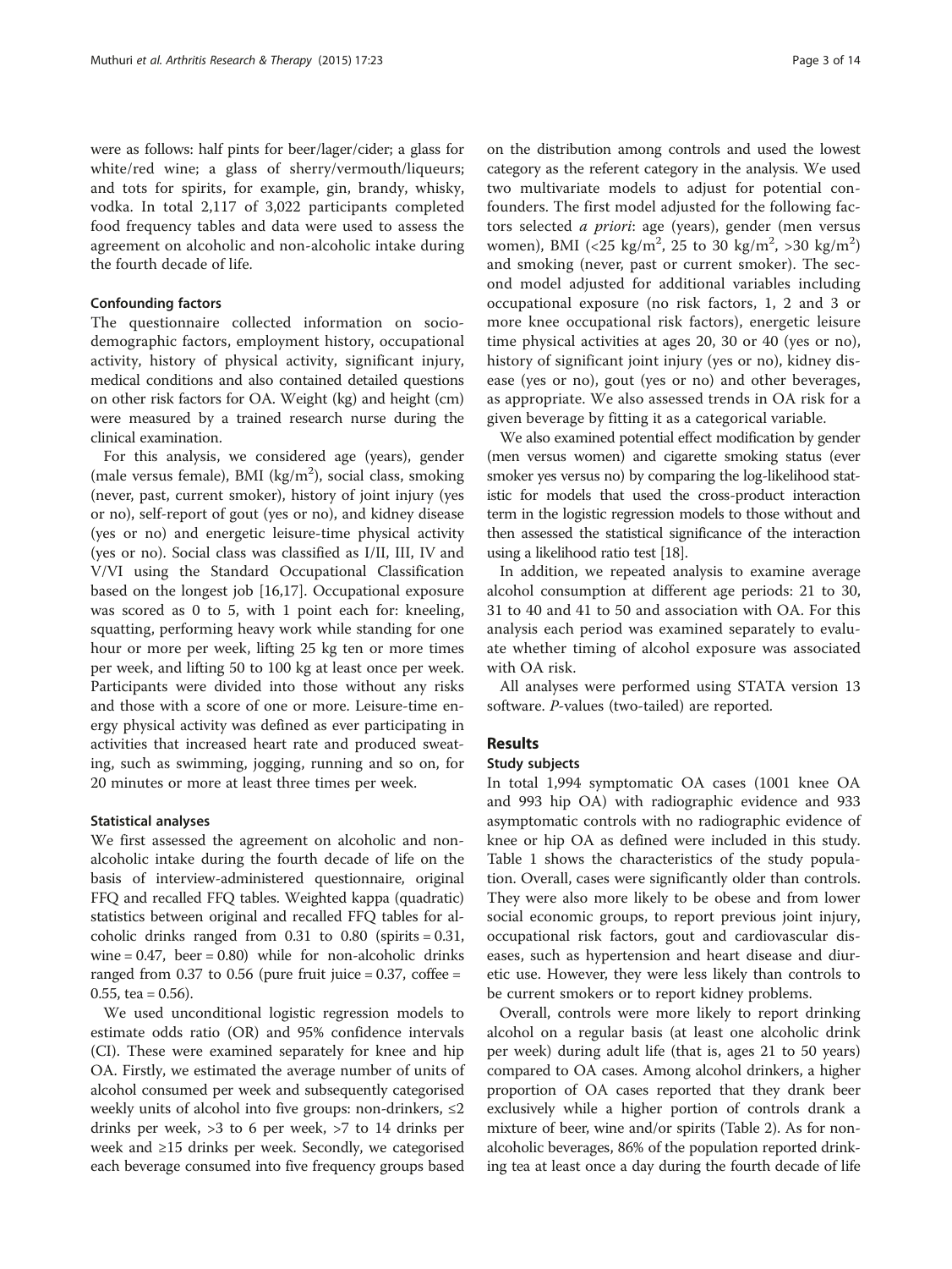were as follows: half pints for beer/lager/cider; a glass for white/red wine; a glass of sherry/vermouth/liqueurs; and tots for spirits, for example, gin, brandy, whisky, vodka. In total 2,117 of 3,022 participants completed food frequency tables and data were used to assess the agreement on alcoholic and non-alcoholic intake during the fourth decade of life.

### Confounding factors

The questionnaire collected information on sociodemographic factors, employment history, occupational activity, history of physical activity, significant injury, medical conditions and also contained detailed questions on other risk factors for OA. Weight (kg) and height (cm) were measured by a trained research nurse during the clinical examination.

For this analysis, we considered age (years), gender (male versus female), BMI (kg/m$^2$), social class, smoking (never, past, current smoker), history of joint injury (yes or no), self-report of gout (yes or no), and kidney disease (yes or no) and energetic leisure-time physical activity (yes or no). Social class was classified as I/II, III, IV and V/VI using the Standard Occupational Classification based on the longest job [16,17]. Occupational exposure was scored as 0 to 5, with 1 point each for: kneeling, squatting, performing heavy work while standing for one hour or more per week, lifting 25 kg ten or more times per week, and lifting 50 to 100 kg at least once per week. Participants were divided into those without any risks and those with a score of one or more. Leisure-time energy physical activity was defined as ever participating in activities that increased heart rate and produced sweating, such as swimming, jogging, running and so on, for 20 minutes or more at least three times per week.

### Statistical analyses

We first assessed the agreement on alcoholic and non-alcoholic intake during the fourth decade of life on the basis of interview-administered questionnaire, original FFQ and recalled FFQ tables. Weighted kappa (quadratic) statistics between original and recalled FFQ tables for alcoholic drinks ranged from 0.31 to 0.80 (spirits = 0.31, wine = 0.47, beer = 0.80) while for non-alcoholic drinks ranged from 0.37 to 0.56 (pure fruit juice = 0.37, coffee = 0.55, tea = 0.56).

We used unconditional logistic regression models to estimate odds ratio (OR) and 95% confidence intervals (CI). These were examined separately for knee and hip OA. Firstly, we estimated the average number of units of alcohol consumed per week and subsequently categorised weekly units of alcohol into five groups: non-drinkers, ≤2 drinks per week, >3 to 6 per week, >7 to 14 drinks per week and ≥15 drinks per week. Secondly, we categorised each beverage consumed into five frequency groups based on the distribution among controls and used the lowest category as the referent category in the analysis. We used two multivariate models to adjust for potential confounders. The first model adjusted for the following factors selected *a priori*: age (years), gender (men versus women), BMI (<25 kg/m$^2$, 25 to 30 kg/m$^2$, >30 kg/m$^2$) and smoking (never, past or current smoker). The second model adjusted for additional variables including occupational exposure (no risk factors, 1, 2 and 3 or more knee occupational risk factors), energetic leisure time physical activities at ages 20, 30 or 40 (yes or no), history of significant joint injury (yes or no), kidney disease (yes or no), gout (yes or no) and other beverages, as appropriate. We also assessed trends in OA risk for a given beverage by fitting it as a categorical variable.

We also examined potential effect modification by gender (men versus women) and cigarette smoking status (ever smoker yes versus no) by comparing the log-likelihood statistic for models that used the cross-product interaction term in the logistic regression models to those without and then assessed the statistical significance of the interaction using a likelihood ratio test [18].

In addition, we repeated analysis to examine average alcohol consumption at different age periods: 21 to 30, 31 to 40 and 41 to 50 and association with OA. For this analysis each period was examined separately to evaluate whether timing of alcohol exposure was associated with OA risk.

All analyses were performed using STATA version 13 software. *P*-values (two-tailed) are reported.

## Results

### Study subjects

In total 1,994 symptomatic OA cases (1001 knee OA and 993 hip OA) with radiographic evidence and 933 asymptomatic controls with no radiographic evidence of knee or hip OA as defined were included in this study. Table 1 shows the characteristics of the study population. Overall, cases were significantly older than controls. They were also more likely to be obese and from lower social economic groups, to report previous joint injury, occupational risk factors, gout and cardiovascular diseases, such as hypertension and heart disease and diuretic use. However, they were less likely than controls to be current smokers or to report kidney problems.

Overall, controls were more likely to report drinking alcohol on a regular basis (at least one alcoholic drink per week) during adult life (that is, ages 21 to 50 years) compared to OA cases. Among alcohol drinkers, a higher proportion of OA cases reported that they drank beer exclusively while a higher portion of controls drank a mixture of beer, wine and/or spirits (Table 2). As for non-alcoholic beverages, 86% of the population reported drinking tea at least once a day during the fourth decade of life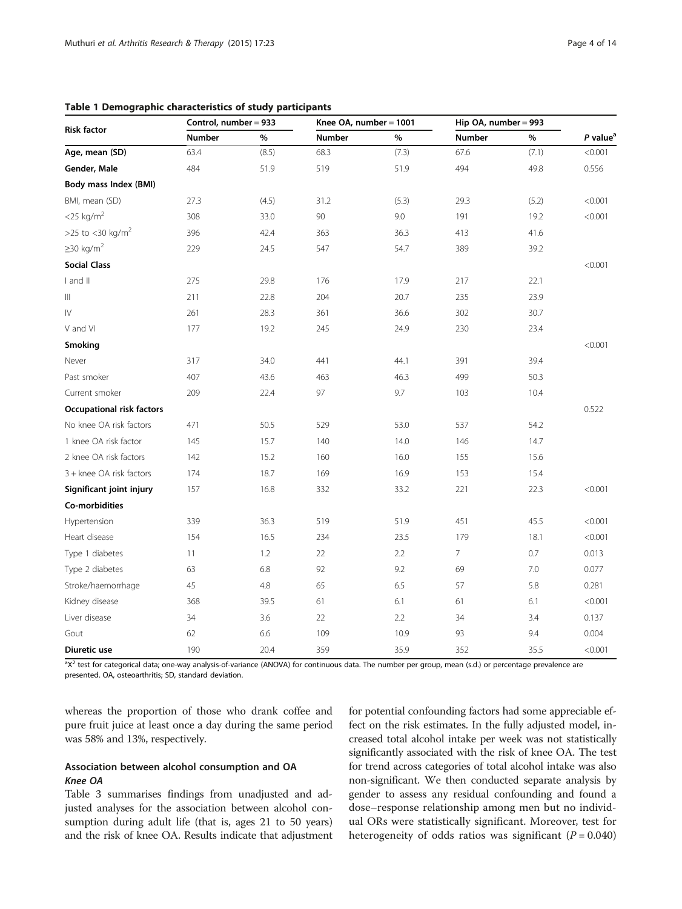**Table 1 Demographic characteristics of study participants**

| Risk factor | Control, number = 933 | | Knee OA, number = 1001 | | Hip OA, number = 993 | | |
|---|---|---|---|---|---|---|---|
| | Number | % | Number | % | Number | % | *P* value[a] |
| **Age, mean (SD)** | 63.4 | (8.5) | 68.3 | (7.3) | 67.6 | (7.1) | <0.001 |
| **Gender, Male** | 484 | 51.9 | 519 | 51.9 | 494 | 49.8 | 0.556 |
| **Body mass Index (BMI)** | | | | | | | |
| BMI, mean (SD) | 27.3 | (4.5) | 31.2 | (5.3) | 29.3 | (5.2) | <0.001 |
| <25 kg/m$^2$ | 308 | 33.0 | 90 | 9.0 | 191 | 19.2 | <0.001 |
| >25 to <30 kg/m$^2$ | 396 | 42.4 | 363 | 36.3 | 413 | 41.6 | |
| ≥30 kg/m$^2$ | 229 | 24.5 | 547 | 54.7 | 389 | 39.2 | |
| **Social Class** | | | | | | | <0.001 |
| I and II | 275 | 29.8 | 176 | 17.9 | 217 | 22.1 | |
| III | 211 | 22.8 | 204 | 20.7 | 235 | 23.9 | |
| IV | 261 | 28.3 | 361 | 36.6 | 302 | 30.7 | |
| V and VI | 177 | 19.2 | 245 | 24.9 | 230 | 23.4 | |
| **Smoking** | | | | | | | <0.001 |
| Never | 317 | 34.0 | 441 | 44.1 | 391 | 39.4 | |
| Past smoker | 407 | 43.6 | 463 | 46.3 | 499 | 50.3 | |
| Current smoker | 209 | 22.4 | 97 | 9.7 | 103 | 10.4 | |
| **Occupational risk factors** | | | | | | | 0.522 |
| No knee OA risk factors | 471 | 50.5 | 529 | 53.0 | 537 | 54.2 | |
| 1 knee OA risk factor | 145 | 15.7 | 140 | 14.0 | 146 | 14.7 | |
| 2 knee OA risk factors | 142 | 15.2 | 160 | 16.0 | 155 | 15.6 | |
| 3 + knee OA risk factors | 174 | 18.7 | 169 | 16.9 | 153 | 15.4 | |
| **Significant joint injury** | 157 | 16.8 | 332 | 33.2 | 221 | 22.3 | <0.001 |
| **Co-morbidities** | | | | | | | |
| Hypertension | 339 | 36.3 | 519 | 51.9 | 451 | 45.5 | <0.001 |
| Heart disease | 154 | 16.5 | 234 | 23.5 | 179 | 18.1 | <0.001 |
| Type 1 diabetes | 11 | 1.2 | 22 | 2.2 | 7 | 0.7 | 0.013 |
| Type 2 diabetes | 63 | 6.8 | 92 | 9.2 | 69 | 7.0 | 0.077 |
| Stroke/haemorrhage | 45 | 4.8 | 65 | 6.5 | 57 | 5.8 | 0.281 |
| Kidney disease | 368 | 39.5 | 61 | 6.1 | 61 | 6.1 | <0.001 |
| Liver disease | 34 | 3.6 | 22 | 2.2 | 34 | 3.4 | 0.137 |
| Gout | 62 | 6.6 | 109 | 10.9 | 93 | 9.4 | 0.004 |
| **Diuretic use** | 190 | 20.4 | 359 | 35.9 | 352 | 35.5 | <0.001 |

[a]$X^2$ test for categorical data; one-way analysis-of-variance (ANOVA) for continuous data. The number per group, mean (s.d.) or percentage prevalence are presented. OA, osteoarthritis; SD, standard deviation.

whereas the proportion of those who drank coffee and pure fruit juice at least once a day during the same period was 58% and 13%, respectively.

## Association between alcohol consumption and OA

### *Knee OA*

Table 3 summarises findings from unadjusted and adjusted analyses for the association between alcohol consumption during adult life (that is, ages 21 to 50 years) and the risk of knee OA. Results indicate that adjustment for potential confounding factors had some appreciable effect on the risk estimates. In the fully adjusted model, increased total alcohol intake per week was not statistically significantly associated with the risk of knee OA. The test for trend across categories of total alcohol intake was also non-significant. We then conducted separate analysis by gender to assess any residual confounding and found a dose–response relationship among men but no individual ORs were statistically significant. Moreover, test for heterogeneity of odds ratios was significant ($P = 0.040$)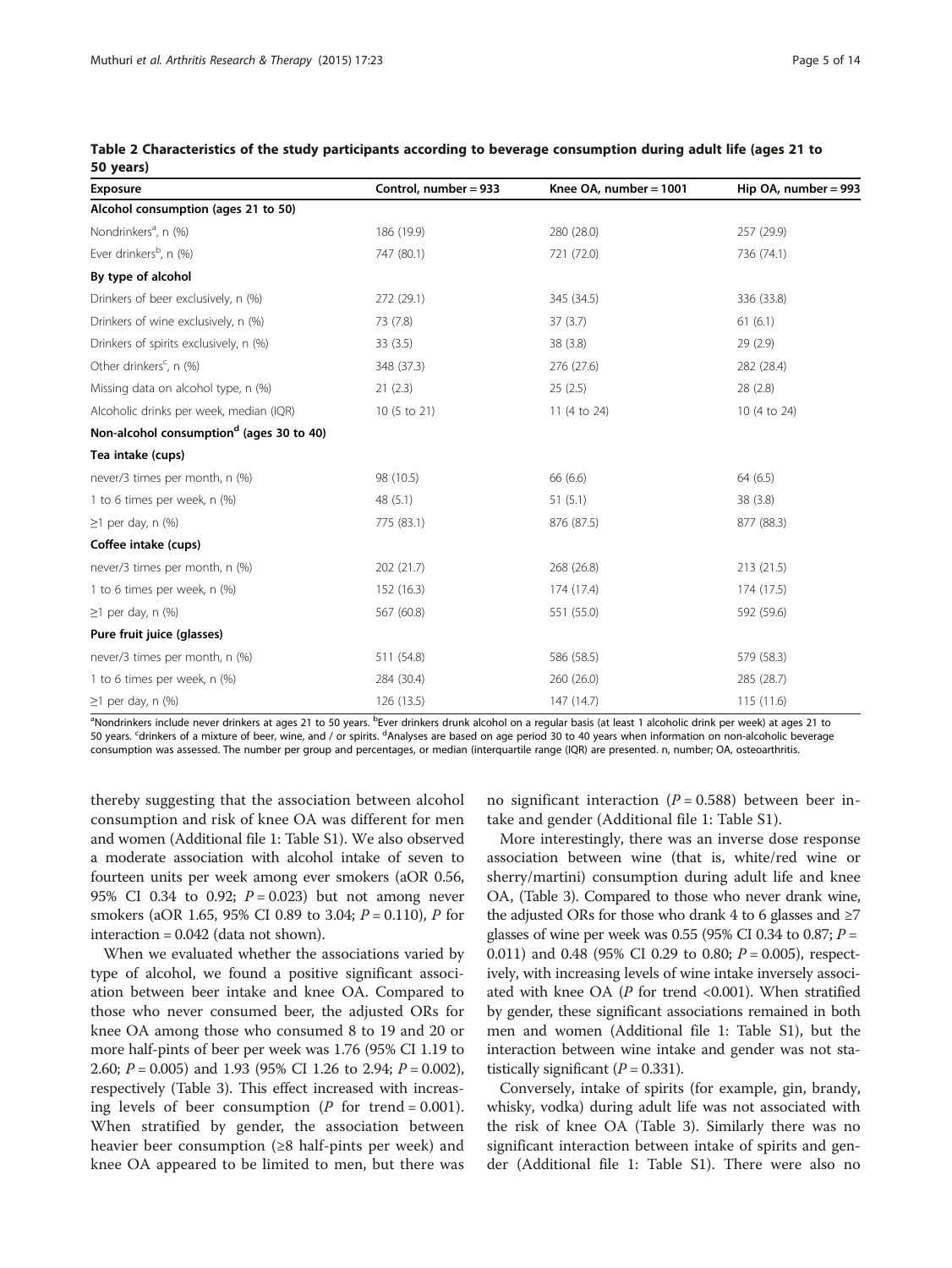**Table 2 Characteristics of the study participants according to beverage consumption during adult life (ages 21 to 50 years)**

| Exposure | Control, number = 933 | Knee OA, number = 1001 | Hip OA, number = 993 |
|---|---|---|---|
| **Alcohol consumption (ages 21 to 50)** | | | |
| Nondrinkers[a], n (%) | 186 (19.9) | 280 (28.0) | 257 (29.9) |
| Ever drinkers[b], n (%) | 747 (80.1) | 721 (72.0) | 736 (74.1) |
| **By type of alcohol** | | | |
| Drinkers of beer exclusively, n (%) | 272 (29.1) | 345 (34.5) | 336 (33.8) |
| Drinkers of wine exclusively, n (%) | 73 (7.8) | 37 (3.7) | 61 (6.1) |
| Drinkers of spirits exclusively, n (%) | 33 (3.5) | 38 (3.8) | 29 (2.9) |
| Other drinkers[c], n (%) | 348 (37.3) | 276 (27.6) | 282 (28.4) |
| Missing data on alcohol type, n (%) | 21 (2.3) | 25 (2.5) | 28 (2.8) |
| Alcoholic drinks per week, median (IQR) | 10 (5 to 21) | 11 (4 to 24) | 10 (4 to 24) |
| **Non-alcohol consumption[d] (ages 30 to 40)** | | | |
| **Tea intake (cups)** | | | |
| never/3 times per month, n (%) | 98 (10.5) | 66 (6.6) | 64 (6.5) |
| 1 to 6 times per week, n (%) | 48 (5.1) | 51 (5.1) | 38 (3.8) |
| ≥1 per day, n (%) | 775 (83.1) | 876 (87.5) | 877 (88.3) |
| **Coffee intake (cups)** | | | |
| never/3 times per month, n (%) | 202 (21.7) | 268 (26.8) | 213 (21.5) |
| 1 to 6 times per week, n (%) | 152 (16.3) | 174 (17.4) | 174 (17.5) |
| ≥1 per day, n (%) | 567 (60.8) | 551 (55.0) | 592 (59.6) |
| **Pure fruit juice (glasses)** | | | |
| never/3 times per month, n (%) | 511 (54.8) | 586 (58.5) | 579 (58.3) |
| 1 to 6 times per week, n (%) | 284 (30.4) | 260 (26.0) | 285 (28.7) |
| ≥1 per day, n (%) | 126 (13.5) | 147 (14.7) | 115 (11.6) |

[a]Nondrinkers include never drinkers at ages 21 to 50 years. [b]Ever drinkers drunk alcohol on a regular basis (at least 1 alcoholic drink per week) at ages 21 to 50 years. [c]drinkers of a mixture of beer, wine, and / or spirits. [d]Analyses are based on age period 30 to 40 years when information on non-alcoholic beverage consumption was assessed. The number per group and percentages, or median (interquartile range (IQR) are presented. n, number; OA, osteoarthritis.

thereby suggesting that the association between alcohol consumption and risk of knee OA was different for men and women (Additional file 1: Table S1). We also observed a moderate association with alcohol intake of seven to fourteen units per week among ever smokers (aOR 0.56, 95% CI 0.34 to 0.92; $P = 0.023$) but not among never smokers (aOR 1.65, 95% CI 0.89 to 3.04; $P = 0.110$), $P$ for interaction = 0.042 (data not shown).

When we evaluated whether the associations varied by type of alcohol, we found a positive significant association between beer intake and knee OA. Compared to those who never consumed beer, the adjusted ORs for knee OA among those who consumed 8 to 19 and 20 or more half-pints of beer per week was 1.76 (95% CI 1.19 to 2.60; $P = 0.005$) and 1.93 (95% CI 1.26 to 2.94; $P = 0.002$), respectively (Table 3). This effect increased with increasing levels of beer consumption ($P$ for trend = 0.001). When stratified by gender, the association between heavier beer consumption (≥8 half-pints per week) and knee OA appeared to be limited to men, but there was no significant interaction ($P = 0.588$) between beer intake and gender (Additional file 1: Table S1).

More interestingly, there was an inverse dose response association between wine (that is, white/red wine or sherry/martini) consumption during adult life and knee OA, (Table 3). Compared to those who never drank wine, the adjusted ORs for those who drank 4 to 6 glasses and ≥7 glasses of wine per week was 0.55 (95% CI 0.34 to 0.87; $P = 0.011$) and 0.48 (95% CI 0.29 to 0.80; $P = 0.005$), respectively, with increasing levels of wine intake inversely associated with knee OA ($P$ for trend <0.001). When stratified by gender, these significant associations remained in both men and women (Additional file 1: Table S1), but the interaction between wine intake and gender was not statistically significant ($P = 0.331$).

Conversely, intake of spirits (for example, gin, brandy, whisky, vodka) during adult life was not associated with the risk of knee OA (Table 3). Similarly there was no significant interaction between intake of spirits and gender (Additional file 1: Table S1). There were also no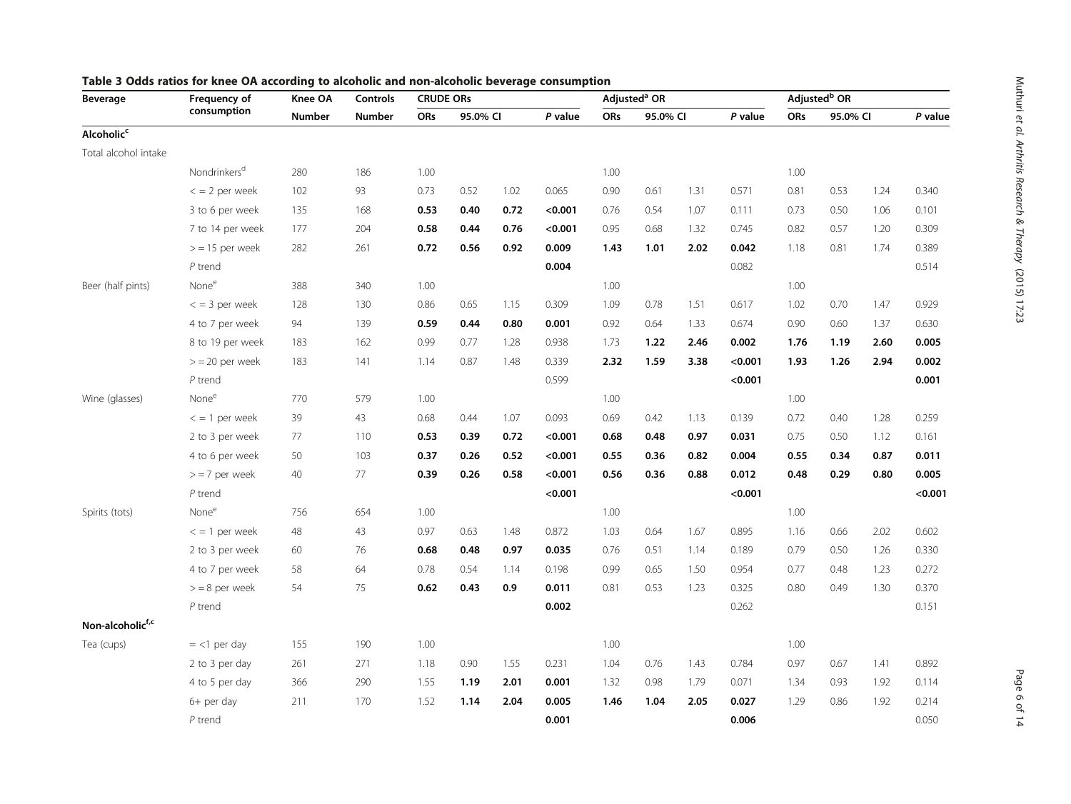**Table 3 Odds ratios for knee OA according to alcoholic and non-alcoholic beverage consumption**

| Beverage | Frequency of consumption | Knee OA | Controls | CRUDE ORs | | | | Adjusted[a] OR | | | | Adjusted[b] OR | | | |
|---|---|---|---|---|---|---|---|---|---|---|---|---|---|---|---|
| | | Number | Number | ORs | 95.0% CI | | P value | ORs | 95.0% CI | | P value | ORs | 95.0% CI | | P value |
| **Alcoholic[c]** | | | | | | | | | | | | | | | |
| Total alcohol intake | | | | | | | | | | | | | | | |
| | Nondrinkers[d] | 280 | 186 | 1.00 | | | | 1.00 | | | | 1.00 | | | |
| | < = 2 per week | 102 | 93 | 0.73 | 0.52 | 1.02 | 0.065 | 0.90 | 0.61 | 1.31 | 0.571 | 0.81 | 0.53 | 1.24 | 0.340 |
| | 3 to 6 per week | 135 | 168 | **0.53** | **0.40** | **0.72** | **<0.001** | 0.76 | 0.54 | 1.07 | 0.111 | 0.73 | 0.50 | 1.06 | 0.101 |
| | 7 to 14 per week | 177 | 204 | **0.58** | **0.44** | **0.76** | **<0.001** | 0.95 | 0.68 | 1.32 | 0.745 | 0.82 | 0.57 | 1.20 | 0.309 |
| | > = 15 per week | 282 | 261 | **0.72** | **0.56** | **0.92** | **0.009** | **1.43** | **1.01** | **2.02** | **0.042** | 1.18 | 0.81 | 1.74 | 0.389 |
| | *P* trend | | | | | | **0.004** | | | | 0.082 | | | | 0.514 |
| Beer (half pints) | None[e] | 388 | 340 | 1.00 | | | | 1.00 | | | | 1.00 | | | |
| | < = 3 per week | 128 | 130 | 0.86 | 0.65 | 1.15 | 0.309 | 1.09 | 0.78 | 1.51 | 0.617 | 1.02 | 0.70 | 1.47 | 0.929 |
| | 4 to 7 per week | 94 | 139 | **0.59** | **0.44** | **0.80** | **0.001** | 0.92 | 0.64 | 1.33 | 0.674 | 0.90 | 0.60 | 1.37 | 0.630 |
| | 8 to 19 per week | 183 | 162 | 0.99 | 0.77 | 1.28 | 0.938 | 1.73 | **1.22** | **2.46** | **0.002** | **1.76** | **1.19** | **2.60** | **0.005** |
| | > = 20 per week | 183 | 141 | 1.14 | 0.87 | 1.48 | 0.339 | **2.32** | **1.59** | **3.38** | **<0.001** | **1.93** | **1.26** | **2.94** | **0.002** |
| | *P* trend | | | | | | 0.599 | | | | **<0.001** | | | | **0.001** |
| Wine (glasses) | None[e] | 770 | 579 | 1.00 | | | | 1.00 | | | | 1.00 | | | |
| | < = 1 per week | 39 | 43 | 0.68 | 0.44 | 1.07 | 0.093 | 0.69 | 0.42 | 1.13 | 0.139 | 0.72 | 0.40 | 1.28 | 0.259 |
| | 2 to 3 per week | 77 | 110 | **0.53** | **0.39** | **0.72** | **<0.001** | **0.68** | **0.48** | **0.97** | **0.031** | 0.75 | 0.50 | 1.12 | 0.161 |
| | 4 to 6 per week | 50 | 103 | **0.37** | **0.26** | **0.52** | **<0.001** | **0.55** | **0.36** | **0.82** | **0.004** | **0.55** | **0.34** | **0.87** | **0.011** |
| | > = 7 per week | 40 | 77 | **0.39** | **0.26** | **0.58** | **<0.001** | **0.56** | **0.36** | **0.88** | **0.012** | **0.48** | **0.29** | **0.80** | **0.005** |
| | *P* trend | | | | | | **<0.001** | | | | **<0.001** | | | | **<0.001** |
| Spirits (tots) | None[e] | 756 | 654 | 1.00 | | | | 1.00 | | | | 1.00 | | | |
| | < = 1 per week | 48 | 43 | 0.97 | 0.63 | 1.48 | 0.872 | 1.03 | 0.64 | 1.67 | 0.895 | 1.16 | 0.66 | 2.02 | 0.602 |
| | 2 to 3 per week | 60 | 76 | **0.68** | **0.48** | **0.97** | **0.035** | 0.76 | 0.51 | 1.14 | 0.189 | 0.79 | 0.50 | 1.26 | 0.330 |
| | 4 to 7 per week | 58 | 64 | 0.78 | 0.54 | 1.14 | 0.198 | 0.99 | 0.65 | 1.50 | 0.954 | 0.77 | 0.48 | 1.23 | 0.272 |
| | > = 8 per week | 54 | 75 | **0.62** | **0.43** | **0.9** | **0.011** | 0.81 | 0.53 | 1.23 | 0.325 | 0.80 | 0.49 | 1.30 | 0.370 |
| | *P* trend | | | | | | **0.002** | | | | 0.262 | | | | 0.151 |
| **Non-alcoholic[f,c]** | | | | | | | | | | | | | | | |
| Tea (cups) | = <1 per day | 155 | 190 | 1.00 | | | | 1.00 | | | | 1.00 | | | |
| | 2 to 3 per day | 261 | 271 | 1.18 | 0.90 | 1.55 | 0.231 | 1.04 | 0.76 | 1.43 | 0.784 | 0.97 | 0.67 | 1.41 | 0.892 |
| | 4 to 5 per day | 366 | 290 | 1.55 | **1.19** | **2.01** | **0.001** | 1.32 | 0.98 | 1.79 | 0.071 | 1.34 | 0.93 | 1.92 | 0.114 |
| | 6+ per day | 211 | 170 | 1.52 | **1.14** | **2.04** | **0.005** | **1.46** | **1.04** | **2.05** | **0.027** | 1.29 | 0.86 | 1.92 | 0.214 |
| | *P* trend | | | | | | **0.001** | | | | **0.006** | | | | 0.050 |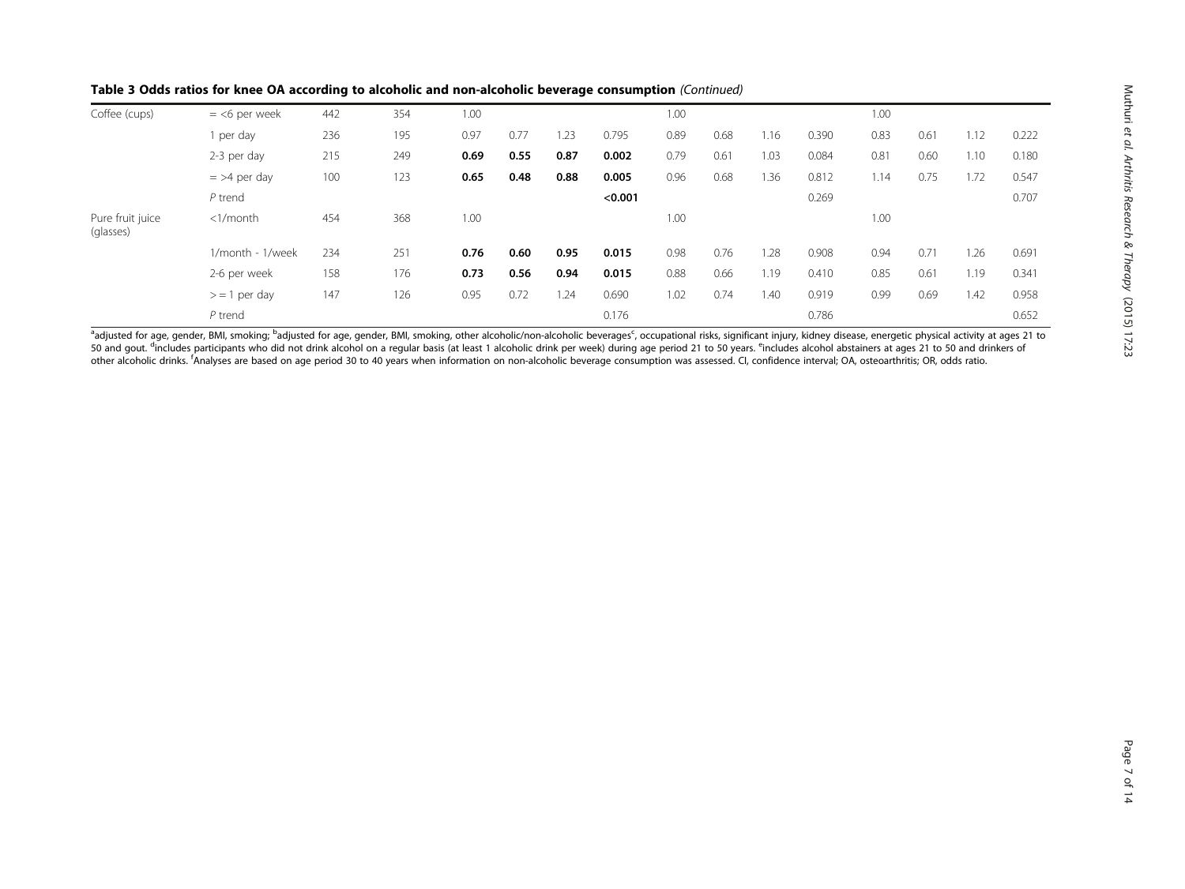**Table 3 Odds ratios for knee OA according to alcoholic and non-alcoholic beverage consumption** *(Continued)*

| | | | | | | | | | | | | | | | |
|---|---|---|---|---|---|---|---|---|---|---|---|---|---|---|---|
| Coffee (cups) | = <6 per week | 442 | 354 | 1.00 | | | | 1.00 | | | | 1.00 | | | |
| | 1 per day | 236 | 195 | 0.97 | 0.77 | 1.23 | 0.795 | 0.89 | 0.68 | 1.16 | 0.390 | 0.83 | 0.61 | 1.12 | 0.222 |
| | 2-3 per day | 215 | 249 | **0.69** | **0.55** | **0.87** | **0.002** | 0.79 | 0.61 | 1.03 | 0.084 | 0.81 | 0.60 | 1.10 | 0.180 |
| | = >4 per day | 100 | 123 | **0.65** | **0.48** | **0.88** | **0.005** | 0.96 | 0.68 | 1.36 | 0.812 | 1.14 | 0.75 | 1.72 | 0.547 |
| | *P* trend | | | | | | **<0.001** | | | | 0.269 | | | | 0.707 |
| Pure fruit juice (glasses) | <1/month | 454 | 368 | 1.00 | | | | 1.00 | | | | 1.00 | | | |
| | 1/month - 1/week | 234 | 251 | **0.76** | **0.60** | **0.95** | **0.015** | 0.98 | 0.76 | 1.28 | 0.908 | 0.94 | 0.71 | 1.26 | 0.691 |
| | 2-6 per week | 158 | 176 | **0.73** | **0.56** | **0.94** | **0.015** | 0.88 | 0.66 | 1.19 | 0.410 | 0.85 | 0.61 | 1.19 | 0.341 |
| | > = 1 per day | 147 | 126 | 0.95 | 0.72 | 1.24 | 0.690 | 1.02 | 0.74 | 1.40 | 0.919 | 0.99 | 0.69 | 1.42 | 0.958 |
| | *P* trend | | | | | | 0.176 | | | | 0.786 | | | | 0.652 |

[a]adjusted for age, gender, BMI, smoking; [b]adjusted for age, gender, BMI, smoking, other alcoholic/non-alcoholic beverages[c], occupational risks, significant injury, kidney disease, energetic physical activity at ages 21 to 50 and gout. [d]includes participants who did not drink alcohol on a regular basis (at least 1 alcoholic drink per week) during age period 21 to 50 years. [e]includes alcohol abstainers at ages 21 to 50 and drinkers of other alcoholic drinks. [f]Analyses are based on age period 30 to 40 years when information on non-alcoholic beverage consumption was assessed. CI, confidence interval; OA, osteoarthritis; OR, odds ratio.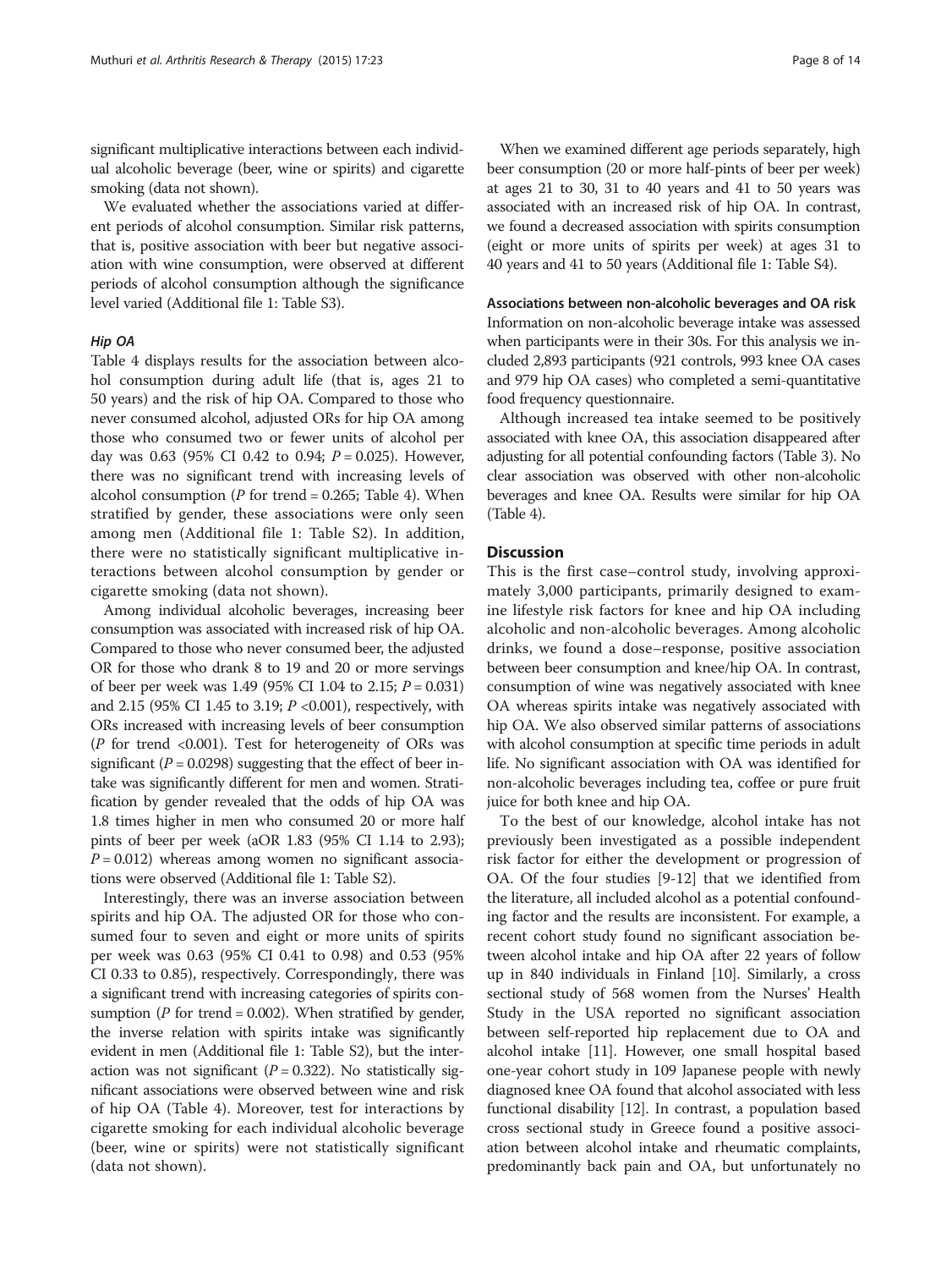significant multiplicative interactions between each individual alcoholic beverage (beer, wine or spirits) and cigarette smoking (data not shown).

We evaluated whether the associations varied at different periods of alcohol consumption. Similar risk patterns, that is, positive association with beer but negative association with wine consumption, were observed at different periods of alcohol consumption although the significance level varied (Additional file 1: Table S3).

#### *Hip OA*

Table 4 displays results for the association between alcohol consumption during adult life (that is, ages 21 to 50 years) and the risk of hip OA. Compared to those who never consumed alcohol, adjusted ORs for hip OA among those who consumed two or fewer units of alcohol per day was 0.63 (95% CI 0.42 to 0.94; $P = 0.025$). However, there was no significant trend with increasing levels of alcohol consumption ($P$ for trend = 0.265; Table 4). When stratified by gender, these associations were only seen among men (Additional file 1: Table S2). In addition, there were no statistically significant multiplicative interactions between alcohol consumption by gender or cigarette smoking (data not shown).

Among individual alcoholic beverages, increasing beer consumption was associated with increased risk of hip OA. Compared to those who never consumed beer, the adjusted OR for those who drank 8 to 19 and 20 or more servings of beer per week was 1.49 (95% CI 1.04 to 2.15; $P = 0.031$) and 2.15 (95% CI 1.45 to 3.19; $P < 0.001$), respectively, with ORs increased with increasing levels of beer consumption ($P$ for trend <0.001). Test for heterogeneity of ORs was significant ($P = 0.0298$) suggesting that the effect of beer intake was significantly different for men and women. Stratification by gender revealed that the odds of hip OA was 1.8 times higher in men who consumed 20 or more half pints of beer per week (aOR 1.83 (95% CI 1.14 to 2.93); $P = 0.012$) whereas among women no significant associations were observed (Additional file 1: Table S2).

Interestingly, there was an inverse association between spirits and hip OA. The adjusted OR for those who consumed four to seven and eight or more units of spirits per week was 0.63 (95% CI 0.41 to 0.98) and 0.53 (95% CI 0.33 to 0.85), respectively. Correspondingly, there was a significant trend with increasing categories of spirits consumption ($P$ for trend = 0.002). When stratified by gender, the inverse relation with spirits intake was significantly evident in men (Additional file 1: Table S2), but the interaction was not significant ($P = 0.322$). No statistically significant associations were observed between wine and risk of hip OA (Table 4). Moreover, test for interactions by cigarette smoking for each individual alcoholic beverage (beer, wine or spirits) were not statistically significant (data not shown).

When we examined different age periods separately, high beer consumption (20 or more half-pints of beer per week) at ages 21 to 30, 31 to 40 years and 41 to 50 years was associated with an increased risk of hip OA. In contrast, we found a decreased association with spirits consumption (eight or more units of spirits per week) at ages 31 to 40 years and 41 to 50 years (Additional file 1: Table S4).

### Associations between non-alcoholic beverages and OA risk

Information on non-alcoholic beverage intake was assessed when participants were in their 30s. For this analysis we included 2,893 participants (921 controls, 993 knee OA cases and 979 hip OA cases) who completed a semi-quantitative food frequency questionnaire.

Although increased tea intake seemed to be positively associated with knee OA, this association disappeared after adjusting for all potential confounding factors (Table 3). No clear association was observed with other non-alcoholic beverages and knee OA. Results were similar for hip OA (Table 4).

## Discussion

This is the first case–control study, involving approximately 3,000 participants, primarily designed to examine lifestyle risk factors for knee and hip OA including alcoholic and non-alcoholic beverages. Among alcoholic drinks, we found a dose–response, positive association between beer consumption and knee/hip OA. In contrast, consumption of wine was negatively associated with knee OA whereas spirits intake was negatively associated with hip OA. We also observed similar patterns of associations with alcohol consumption at specific time periods in adult life. No significant association with OA was identified for non-alcoholic beverages including tea, coffee or pure fruit juice for both knee and hip OA.

To the best of our knowledge, alcohol intake has not previously been investigated as a possible independent risk factor for either the development or progression of OA. Of the four studies [9-12] that we identified from the literature, all included alcohol as a potential confounding factor and the results are inconsistent. For example, a recent cohort study found no significant association between alcohol intake and hip OA after 22 years of follow up in 840 individuals in Finland [10]. Similarly, a cross sectional study of 568 women from the Nurses' Health Study in the USA reported no significant association between self-reported hip replacement due to OA and alcohol intake [11]. However, one small hospital based one-year cohort study in 109 Japanese people with newly diagnosed knee OA found that alcohol associated with less functional disability [12]. In contrast, a population based cross sectional study in Greece found a positive association between alcohol intake and rheumatic complaints, predominantly back pain and OA, but unfortunately no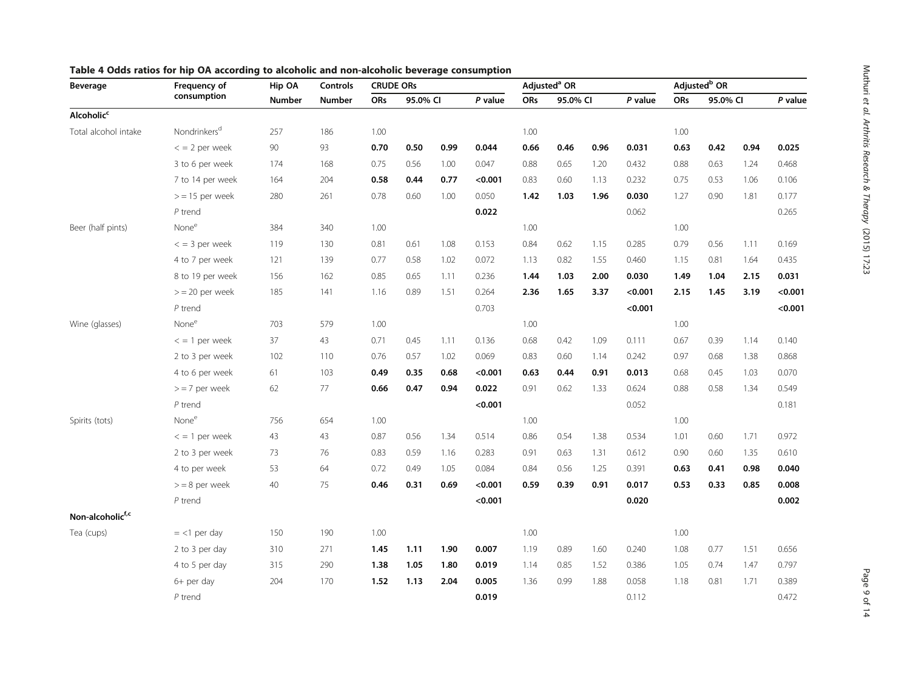**Table 4 Odds ratios for hip OA according to alcoholic and non-alcoholic beverage consumption**

| Beverage | Frequency of consumption | Hip OA | Controls | CRUDE ORs | | | | Adjusted[a] OR | | | | Adjusted[b] OR | | | |
|---|---|---|---|---|---|---|---|---|---|---|---|---|---|---|---|
| | | Number | Number | ORs | 95.0% CI | | P value | ORs | 95.0% CI | | P value | ORs | 95.0% CI | | P value |
| **Alcoholic[c]** | | | | | | | | | | | | | | | |
| Total alcohol intake | Nondrinkers[d] | 257 | 186 | 1.00 | | | | 1.00 | | | | 1.00 | | | |
| | < = 2 per week | 90 | 93 | **0.70** | **0.50** | **0.99** | **0.044** | **0.66** | **0.46** | **0.96** | **0.031** | **0.63** | **0.42** | **0.94** | **0.025** |
| | 3 to 6 per week | 174 | 168 | 0.75 | 0.56 | 1.00 | 0.047 | 0.88 | 0.65 | 1.20 | 0.432 | 0.88 | 0.63 | 1.24 | 0.468 |
| | 7 to 14 per week | 164 | 204 | **0.58** | **0.44** | **0.77** | **<0.001** | 0.83 | 0.60 | 1.13 | 0.232 | 0.75 | 0.53 | 1.06 | 0.106 |
| | > = 15 per week | 280 | 261 | 0.78 | 0.60 | 1.00 | 0.050 | **1.42** | **1.03** | **1.96** | **0.030** | 1.27 | 0.90 | 1.81 | 0.177 |
| | P trend | | | | | | **0.022** | | | | 0.062 | | | | 0.265 |
| Beer (half pints) | None[e] | 384 | 340 | 1.00 | | | | 1.00 | | | | 1.00 | | | |
| | < = 3 per week | 119 | 130 | 0.81 | 0.61 | 1.08 | 0.153 | 0.84 | 0.62 | 1.15 | 0.285 | 0.79 | 0.56 | 1.11 | 0.169 |
| | 4 to 7 per week | 121 | 139 | 0.77 | 0.58 | 1.02 | 0.072 | 1.13 | 0.82 | 1.55 | 0.460 | 1.15 | 0.81 | 1.64 | 0.435 |
| | 8 to 19 per week | 156 | 162 | 0.85 | 0.65 | 1.11 | 0.236 | **1.44** | **1.03** | **2.00** | **0.030** | **1.49** | **1.04** | **2.15** | **0.031** |
| | > = 20 per week | 185 | 141 | 1.16 | 0.89 | 1.51 | 0.264 | **2.36** | **1.65** | **3.37** | **<0.001** | **2.15** | **1.45** | **3.19** | **<0.001** |
| | P trend | | | | | | 0.703 | | | | **<0.001** | | | | **<0.001** |
| Wine (glasses) | None[e] | 703 | 579 | 1.00 | | | | 1.00 | | | | 1.00 | | | |
| | < = 1 per week | 37 | 43 | 0.71 | 0.45 | 1.11 | 0.136 | 0.68 | 0.42 | 1.09 | 0.111 | 0.67 | 0.39 | 1.14 | 0.140 |
| | 2 to 3 per week | 102 | 110 | 0.76 | 0.57 | 1.02 | 0.069 | 0.83 | 0.60 | 1.14 | 0.242 | 0.97 | 0.68 | 1.38 | 0.868 |
| | 4 to 6 per week | 61 | 103 | **0.49** | **0.35** | **0.68** | **<0.001** | **0.63** | **0.44** | **0.91** | **0.013** | 0.68 | 0.45 | 1.03 | 0.070 |
| | > = 7 per week | 62 | 77 | **0.66** | **0.47** | **0.94** | **0.022** | 0.91 | 0.62 | 1.33 | 0.624 | 0.88 | 0.58 | 1.34 | 0.549 |
| | P trend | | | | | | **<0.001** | | | | 0.052 | | | | 0.181 |
| Spirits (tots) | None[e] | 756 | 654 | 1.00 | | | | 1.00 | | | | 1.00 | | | |
| | < = 1 per week | 43 | 43 | 0.87 | 0.56 | 1.34 | 0.514 | 0.86 | 0.54 | 1.38 | 0.534 | 1.01 | 0.60 | 1.71 | 0.972 |
| | 2 to 3 per week | 73 | 76 | 0.83 | 0.59 | 1.16 | 0.283 | 0.91 | 0.63 | 1.31 | 0.612 | 0.90 | 0.60 | 1.35 | 0.610 |
| | 4 to per week | 53 | 64 | 0.72 | 0.49 | 1.05 | 0.084 | 0.84 | 0.56 | 1.25 | 0.391 | **0.63** | **0.41** | **0.98** | **0.040** |
| | > = 8 per week | 40 | 75 | **0.46** | **0.31** | **0.69** | **<0.001** | **0.59** | **0.39** | **0.91** | **0.017** | **0.53** | **0.33** | **0.85** | **0.008** |
| | P trend | | | | | | **<0.001** | | | | **0.020** | | | | **0.002** |
| **Non-alcoholic[f,c]** | | | | | | | | | | | | | | | |
| Tea (cups) | = <1 per day | 150 | 190 | 1.00 | | | | 1.00 | | | | 1.00 | | | |
| | 2 to 3 per day | 310 | 271 | **1.45** | **1.11** | **1.90** | **0.007** | 1.19 | 0.89 | 1.60 | 0.240 | 1.08 | 0.77 | 1.51 | 0.656 |
| | 4 to 5 per day | 315 | 290 | **1.38** | **1.05** | **1.80** | **0.019** | 1.14 | 0.85 | 1.52 | 0.386 | 1.05 | 0.74 | 1.47 | 0.797 |
| | 6+ per day | 204 | 170 | **1.52** | **1.13** | **2.04** | **0.005** | 1.36 | 0.99 | 1.88 | 0.058 | 1.18 | 0.81 | 1.71 | 0.389 |
| | P trend | | | | | | **0.019** | | | | 0.112 | | | | 0.472 |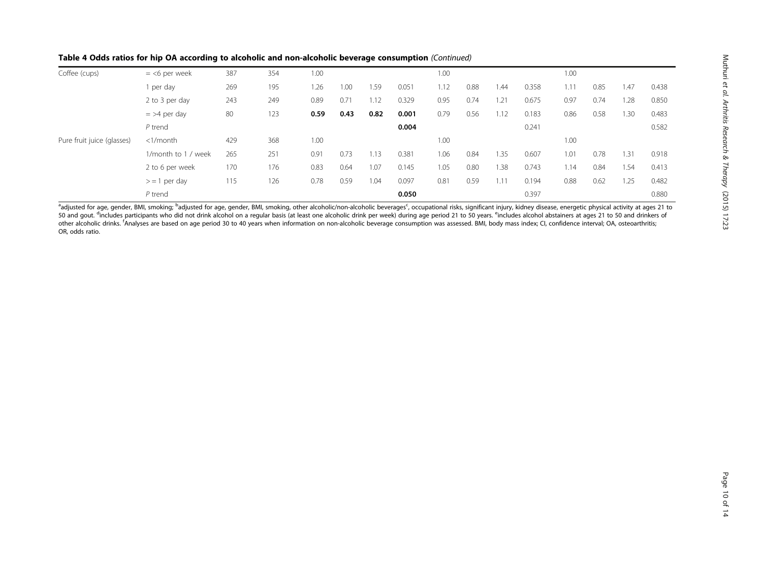**Table 4 Odds ratios for hip OA according to alcoholic and non-alcoholic beverage consumption** *(Continued)*

| | | | | | | | | | | | | | | | |
|---|---|---|---|---|---|---|---|---|---|---|---|---|---|---|---|
| Coffee (cups) | = <6 per week | 387 | 354 | 1.00 | | | | 1.00 | | | | 1.00 | | | |
| | 1 per day | 269 | 195 | 1.26 | 1.00 | 1.59 | 0.051 | 1.12 | 0.88 | 1.44 | 0.358 | 1.11 | 0.85 | 1.47 | 0.438 |
| | 2 to 3 per day | 243 | 249 | 0.89 | 0.71 | 1.12 | 0.329 | 0.95 | 0.74 | 1.21 | 0.675 | 0.97 | 0.74 | 1.28 | 0.850 |
| | = >4 per day | 80 | 123 | **0.59** | **0.43** | **0.82** | **0.001** | 0.79 | 0.56 | 1.12 | 0.183 | 0.86 | 0.58 | 1.30 | 0.483 |
| | *P* trend | | | | | | **0.004** | | | | 0.241 | | | | 0.582 |
| Pure fruit juice (glasses) | <1/month | 429 | 368 | 1.00 | | | | 1.00 | | | | 1.00 | | | |
| | 1/month to 1 / week | 265 | 251 | 0.91 | 0.73 | 1.13 | 0.381 | 1.06 | 0.84 | 1.35 | 0.607 | 1.01 | 0.78 | 1.31 | 0.918 |
| | 2 to 6 per week | 170 | 176 | 0.83 | 0.64 | 1.07 | 0.145 | 1.05 | 0.80 | 1.38 | 0.743 | 1.14 | 0.84 | 1.54 | 0.413 |
| | > = 1 per day | 115 | 126 | 0.78 | 0.59 | 1.04 | 0.097 | 0.81 | 0.59 | 1.11 | 0.194 | 0.88 | 0.62 | 1.25 | 0.482 |
| | *P* trend | | | | | | **0.050** | | | | 0.397 | | | | 0.880 |

[a]adjusted for age, gender, BMI, smoking; [b]adjusted for age, gender, BMI, smoking, other alcoholic/non-alcoholic beverages[c], occupational risks, significant injury, kidney disease, energetic physical activity at ages 21 to 50 and gout. [d]includes participants who did not drink alcohol on a regular basis (at least one alcoholic drink per week) during age period 21 to 50 years. [e]includes alcohol abstainers at ages 21 to 50 and drinkers of other alcoholic drinks. [f]Analyses are based on age period 30 to 40 years when information on non-alcoholic beverage consumption was assessed. BMI, body mass index; CI, confidence interval; OA, osteoarthritis; OR, odds ratio.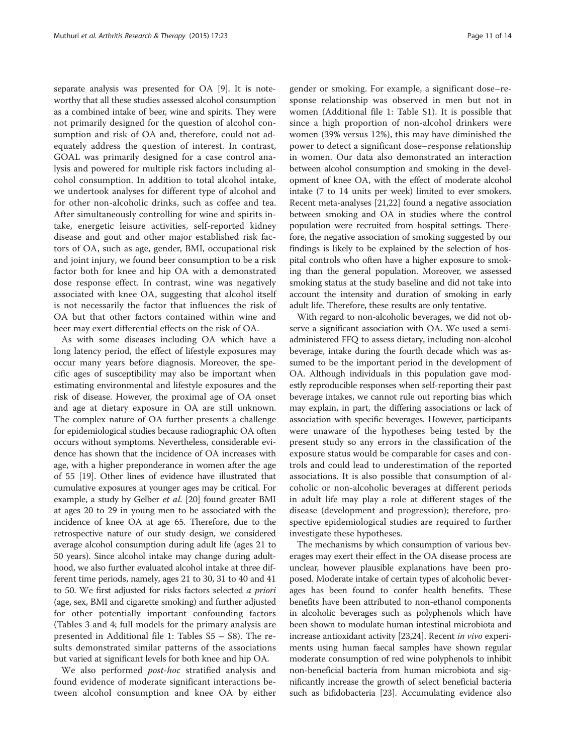separate analysis was presented for OA [9]. It is noteworthy that all these studies assessed alcohol consumption as a combined intake of beer, wine and spirits. They were not primarily designed for the question of alcohol consumption and risk of OA and, therefore, could not adequately address the question of interest. In contrast, GOAL was primarily designed for a case control analysis and powered for multiple risk factors including alcohol consumption. In addition to total alcohol intake, we undertook analyses for different type of alcohol and for other non-alcoholic drinks, such as coffee and tea. After simultaneously controlling for wine and spirits intake, energetic leisure activities, self-reported kidney disease and gout and other major established risk factors of OA, such as age, gender, BMI, occupational risk and joint injury, we found beer consumption to be a risk factor both for knee and hip OA with a demonstrated dose response effect. In contrast, wine was negatively associated with knee OA, suggesting that alcohol itself is not necessarily the factor that influences the risk of OA but that other factors contained within wine and beer may exert differential effects on the risk of OA.

As with some diseases including OA which have a long latency period, the effect of lifestyle exposures may occur many years before diagnosis. Moreover, the specific ages of susceptibility may also be important when estimating environmental and lifestyle exposures and the risk of disease. However, the proximal age of OA onset and age at dietary exposure in OA are still unknown. The complex nature of OA further presents a challenge for epidemiological studies because radiographic OA often occurs without symptoms. Nevertheless, considerable evidence has shown that the incidence of OA increases with age, with a higher preponderance in women after the age of 55 [19]. Other lines of evidence have illustrated that cumulative exposures at younger ages may be critical. For example, a study by Gelber *et al*. [20] found greater BMI at ages 20 to 29 in young men to be associated with the incidence of knee OA at age 65. Therefore, due to the retrospective nature of our study design, we considered average alcohol consumption during adult life (ages 21 to 50 years). Since alcohol intake may change during adulthood, we also further evaluated alcohol intake at three different time periods, namely, ages 21 to 30, 31 to 40 and 41 to 50. We first adjusted for risks factors selected *a priori* (age, sex, BMI and cigarette smoking) and further adjusted for other potentially important confounding factors (Tables 3 and 4; full models for the primary analysis are presented in Additional file 1: Tables S5 – S8). The results demonstrated similar patterns of the associations but varied at significant levels for both knee and hip OA.

We also performed *post-hoc* stratified analysis and found evidence of moderate significant interactions between alcohol consumption and knee OA by either gender or smoking. For example, a significant dose–response relationship was observed in men but not in women (Additional file 1: Table S1). It is possible that since a high proportion of non-alcohol drinkers were women (39% versus 12%), this may have diminished the power to detect a significant dose–response relationship in women. Our data also demonstrated an interaction between alcohol consumption and smoking in the development of knee OA, with the effect of moderate alcohol intake (7 to 14 units per week) limited to ever smokers. Recent meta-analyses [21,22] found a negative association between smoking and OA in studies where the control population were recruited from hospital settings. Therefore, the negative association of smoking suggested by our findings is likely to be explained by the selection of hospital controls who often have a higher exposure to smoking than the general population. Moreover, we assessed smoking status at the study baseline and did not take into account the intensity and duration of smoking in early adult life. Therefore, these results are only tentative.

With regard to non-alcoholic beverages, we did not observe a significant association with OA. We used a semi-administered FFQ to assess dietary, including non-alcohol beverage, intake during the fourth decade which was assumed to be the important period in the development of OA. Although individuals in this population gave modestly reproducible responses when self-reporting their past beverage intakes, we cannot rule out reporting bias which may explain, in part, the differing associations or lack of association with specific beverages. However, participants were unaware of the hypotheses being tested by the present study so any errors in the classification of the exposure status would be comparable for cases and controls and could lead to underestimation of the reported associations. It is also possible that consumption of alcoholic or non-alcoholic beverages at different periods in adult life may play a role at different stages of the disease (development and progression); therefore, prospective epidemiological studies are required to further investigate these hypotheses.

The mechanisms by which consumption of various beverages may exert their effect in the OA disease process are unclear, however plausible explanations have been proposed. Moderate intake of certain types of alcoholic beverages has been found to confer health benefits. These benefits have been attributed to non-ethanol components in alcoholic beverages such as polyphenols which have been shown to modulate human intestinal microbiota and increase antioxidant activity [23,24]. Recent *in vivo* experiments using human faecal samples have shown regular moderate consumption of red wine polyphenols to inhibit non-beneficial bacteria from human microbiota and significantly increase the growth of select beneficial bacteria such as bifidobacteria [23]. Accumulating evidence also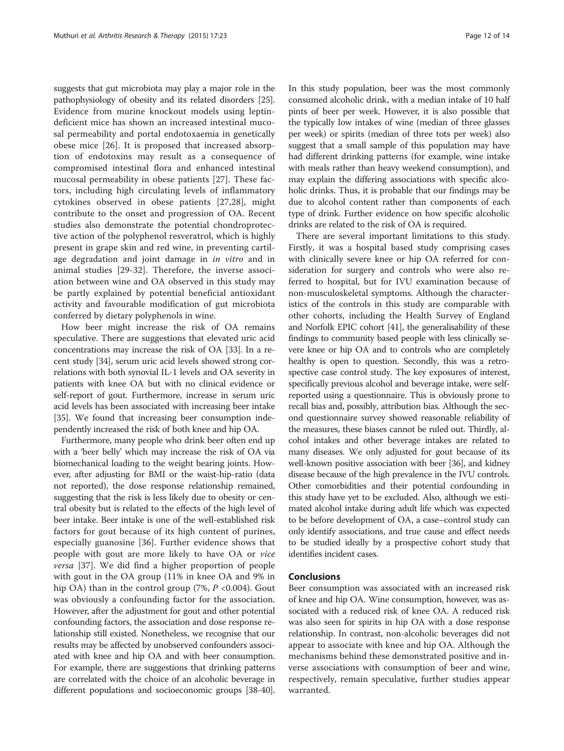suggests that gut microbiota may play a major role in the pathophysiology of obesity and its related disorders [25]. Evidence from murine knockout models using leptin-deficient mice has shown an increased intestinal mucosal permeability and portal endotoxaemia in genetically obese mice [26]. It is proposed that increased absorption of endotoxins may result as a consequence of compromised intestinal flora and enhanced intestinal mucosal permeability in obese patients [27]. These factors, including high circulating levels of inflammatory cytokines observed in obese patients [27,28], might contribute to the onset and progression of OA. Recent studies also demonstrate the potential chondroprotective action of the polyphenol resveratrol, which is highly present in grape skin and red wine, in preventing cartilage degradation and joint damage in *in vitro* and in animal studies [29-32]. Therefore, the inverse association between wine and OA observed in this study may be partly explained by potential beneficial antioxidant activity and favourable modification of gut microbiota conferred by dietary polyphenols in wine.

How beer might increase the risk of OA remains speculative. There are suggestions that elevated uric acid concentrations may increase the risk of OA [33]. In a recent study [34], serum uric acid levels showed strong correlations with both synovial IL-1 levels and OA severity in patients with knee OA but with no clinical evidence or self-report of gout. Furthermore, increase in serum uric acid levels has been associated with increasing beer intake [35]. We found that increasing beer consumption independently increased the risk of both knee and hip OA.

Furthermore, many people who drink beer often end up with a 'beer belly' which may increase the risk of OA via biomechanical loading to the weight bearing joints. However, after adjusting for BMI or the waist-hip-ratio (data not reported), the dose response relationship remained, suggesting that the risk is less likely due to obesity or central obesity but is related to the effects of the high level of beer intake. Beer intake is one of the well-established risk factors for gout because of its high content of purines, especially guanosine [36]. Further evidence shows that people with gout are more likely to have OA or *vice versa* [37]. We did find a higher proportion of people with gout in the OA group (11% in knee OA and 9% in hip OA) than in the control group (7%, $P$ <0.004). Gout was obviously a confounding factor for the association. However, after the adjustment for gout and other potential confounding factors, the association and dose response relationship still existed. Nonetheless, we recognise that our results may be affected by unobserved confounders associated with knee and hip OA and with beer consumption. For example, there are suggestions that drinking patterns are correlated with the choice of an alcoholic beverage in different populations and socioeconomic groups [38-40]. In this study population, beer was the most commonly consumed alcoholic drink, with a median intake of 10 half pints of beer per week. However, it is also possible that the typically low intakes of wine (median of three glasses per week) or spirits (median of three tots per week) also suggest that a small sample of this population may have had different drinking patterns (for example, wine intake with meals rather than heavy weekend consumption), and may explain the differing associations with specific alcoholic drinks. Thus, it is probable that our findings may be due to alcohol content rather than components of each type of drink. Further evidence on how specific alcoholic drinks are related to the risk of OA is required.

There are several important limitations to this study. Firstly, it was a hospital based study comprising cases with clinically severe knee or hip OA referred for consideration for surgery and controls who were also referred to hospital, but for IVU examination because of non-musculoskeletal symptoms. Although the characteristics of the controls in this study are comparable with other cohorts, including the Health Survey of England and Norfolk EPIC cohort [41], the generalisability of these findings to community based people with less clinically severe knee or hip OA and to controls who are completely healthy is open to question. Secondly, this was a retrospective case control study. The key exposures of interest, specifically previous alcohol and beverage intake, were self-reported using a questionnaire. This is obviously prone to recall bias and, possibly, attribution bias. Although the second questionnaire survey showed reasonable reliability of the measures, these biases cannot be ruled out. Thirdly, alcohol intakes and other beverage intakes are related to many diseases. We only adjusted for gout because of its well-known positive association with beer [36], and kidney disease because of the high prevalence in the IVU controls. Other comorbidities and their potential confounding in this study have yet to be excluded. Also, although we estimated alcohol intake during adult life which was expected to be before development of OA, a case–control study can only identify associations, and true cause and effect needs to be studied ideally by a prospective cohort study that identifies incident cases.

## Conclusions

Beer consumption was associated with an increased risk of knee and hip OA. Wine consumption, however, was associated with a reduced risk of knee OA. A reduced risk was also seen for spirits in hip OA with a dose response relationship. In contrast, non-alcoholic beverages did not appear to associate with knee and hip OA. Although the mechanisms behind these demonstrated positive and inverse associations with consumption of beer and wine, respectively, remain speculative, further studies appear warranted.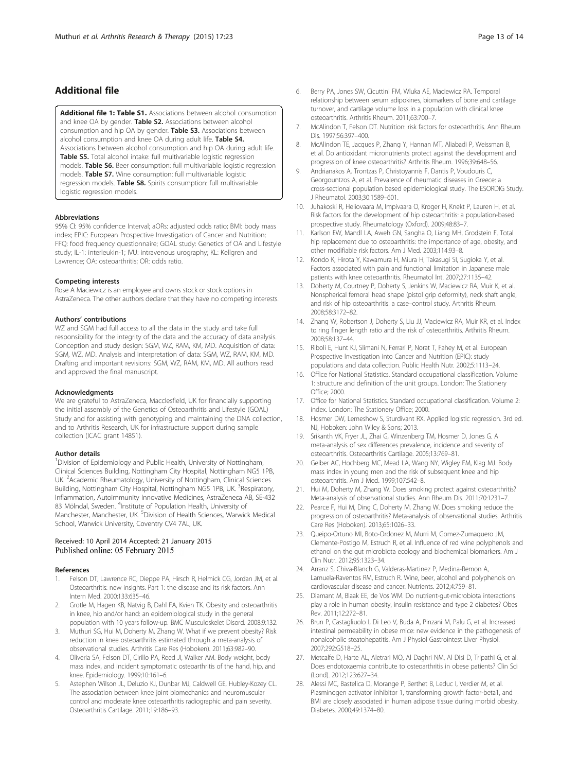## Additional file

**Additional file 1: Table S1.** Associations between alcohol consumption and knee OA by gender. **Table S2.** Associations between alcohol consumption and hip OA by gender. **Table S3.** Associations between alcohol consumption and knee OA during adult life. **Table S4.** Associations between alcohol consumption and hip OA during adult life. **Table S5.** Total alcohol intake: full multivariable logistic regression models. **Table S6.** Beer consumption: full multivariable logistic regression models. **Table S7.** Wine consumption: full multivariable logistic regression models. **Table S8.** Spirits consumption: full multivariable logistic regression models.

#### Abbreviations

95% CI: 95% confidence Interval; aORs: adjusted odds ratio; BMI: body mass index; EPIC: European Prospective Investigation of Cancer and Nutrition; FFQ: food frequency questionnaire; GOAL study: Genetics of OA and Lifestyle study; IL-1: interleukin-1; IVU: intravenous urography; KL: Kellgren and Lawrence; OA: osteoarthritis; OR: odds ratio.

#### Competing interests

Rose A Maciewicz is an employee and owns stock or stock options in AstraZeneca. The other authors declare that they have no competing interests.

#### Authors' contributions

WZ and SGM had full access to all the data in the study and take full responsibility for the integrity of the data and the accuracy of data analysis. Conception and study design: SGM, WZ, RAM, KM, MD. Acquisition of data: SGM, WZ, MD. Analysis and interpretation of data: SGM, WZ, RAM, KM, MD. Drafting and important revisions: SGM, WZ, RAM, KM, MD. All authors read and approved the final manuscript.

#### Acknowledgments

We are grateful to AstraZeneca, Macclesfield, UK for financially supporting the initial assembly of the Genetics of Osteoarthritis and Lifestyle (GOAL) Study and for assisting with genotyping and maintaining the DNA collection, and to Arthritis Research, UK for infrastructure support during sample collection (ICAC grant 14851).

#### Author details

[1]Division of Epidemiology and Public Health, University of Nottingham, Clinical Sciences Building, Nottingham City Hospital, Nottingham NG5 1PB, UK. [2]Academic Rheumatology, University of Nottingham, Clinical Sciences Building, Nottingham City Hospital, Nottingham NG5 1PB, UK. [3]Respiratory, Inflammation, Autoimmunity Innovative Medicines, AstraZeneca AB, SE-432 83 Mölndal, Sweden. [4]Institute of Population Health, University of Manchester, Manchester, UK. [5]Division of Health Sciences, Warwick Medical School, Warwick University, Coventry CV4 7AL, UK.

Received: 10 April 2014 Accepted: 21 January 2015
Published online: 05 February 2015

#### References

1. Felson DT, Lawrence RC, Dieppe PA, Hirsch R, Helmick CG, Jordan JM, et al. Osteoarthritis: new insights. Part 1: the disease and its risk factors. Ann Intern Med. 2000;133:635–46.
2. Grotle M, Hagen KB, Natvig B, Dahl FA, Kvien TK. Obesity and osteoarthritis in knee, hip and/or hand: an epidemiological study in the general population with 10 years follow-up. BMC Musculoskelet Disord. 2008;9:132.
3. Muthuri SG, Hui M, Doherty M, Zhang W. What if we prevent obesity? Risk reduction in knee osteoarthritis estimated through a meta-analysis of observational studies. Arthritis Care Res (Hoboken). 2011;63:982–90.
4. Oliveria SA, Felson DT, Cirillo PA, Reed JI, Walker AM. Body weight, body mass index, and incident symptomatic osteoarthritis of the hand, hip, and knee. Epidemiology. 1999;10:161–6.
5. Astephen Wilson JL, Deluzio KJ, Dunbar MJ, Caldwell GE, Hubley-Kozey CL. The association between knee joint biomechanics and neuromuscular control and moderate knee osteoarthritis radiographic and pain severity. Osteoarthritis Cartilage. 2011;19:186–93.
6. Berry PA, Jones SW, Cicuttini FM, Wluka AE, Maciewicz RA. Temporal relationship between serum adipokines, biomarkers of bone and cartilage turnover, and cartilage volume loss in a population with clinical knee osteoarthritis. Arthritis Rheum. 2011;63:700–7.
7. McAlindon T, Felson DT. Nutrition: risk factors for osteoarthritis. Ann Rheum Dis. 1997;56:397–400.
8. McAlindon TE, Jacques P, Zhang Y, Hannan MT, Aliabadi P, Weissman B, et al. Do antioxidant micronutrients protect against the development and progression of knee osteoarthritis? Arthritis Rheum. 1996;39:648–56.
9. Andrianakos A, Trontzas P, Christoyannis F, Dantis P, Voudouris C, Georgountzos A, et al. Prevalence of rheumatic diseases in Greece: a cross-sectional population based epidemiological study. The ESORDIG Study. J Rheumatol. 2003;30:1589–601.
10. Juhakoski R, Heliovaara M, Impivaara O, Kroger H, Knekt P, Lauren H, et al. Risk factors for the development of hip osteoarthritis: a population-based prospective study. Rheumatology (Oxford). 2009;48:83–7.
11. Karlson EW, Mandl LA, Aweh GN, Sangha O, Liang MH, Grodstein F. Total hip replacement due to osteoarthritis: the importance of age, obesity, and other modifiable risk factors. Am J Med. 2003;114:93–8.
12. Kondo K, Hirota Y, Kawamura H, Miura H, Takasugi SI, Sugioka Y, et al. Factors associated with pain and functional limitation in Japanese male patients with knee osteoarthritis. Rheumatol Int. 2007;27:1135–42.
13. Doherty M, Courtney P, Doherty S, Jenkins W, Maciewicz RA, Muir K, et al. Nonspherical femoral head shape (pistol grip deformity), neck shaft angle, and risk of hip osteoarthritis: a case–control study. Arthritis Rheum. 2008;58:3172–82.
14. Zhang W, Robertson J, Doherty S, Liu JJ, Maciewicz RA, Muir KR, et al. Index to ring finger length ratio and the risk of osteoarthritis. Arthritis Rheum. 2008;58:137–44.
15. Riboli E, Hunt KJ, Slimani N, Ferrari P, Norat T, Fahey M, et al. European Prospective Investigation into Cancer and Nutrition (EPIC): study populations and data collection. Public Health Nutr. 2002;5:1113–24.
16. Office for National Statistics. Standard occupational classification. Volume 1: structure and definition of the unit groups. London: The Stationery Office; 2000.
17. Office for National Statistics. Standard occupational classification. Volume 2: index. London: The Stationery Office; 2000.
18. Hosmer DW, Lemeshow S, Sturdivant RX. Applied logistic regression. 3rd ed. NJ, Hoboken: John Wiley & Sons; 2013.
19. Srikanth VK, Fryer JL, Zhai G, Winzenberg TM, Hosmer D, Jones G. A meta-analysis of sex differences prevalence, incidence and severity of osteoarthritis. Osteoarthritis Cartilage. 2005;13:769–81.
20. Gelber AC, Hochberg MC, Mead LA, Wang NY, Wigley FM, Klag MJ. Body mass index in young men and the risk of subsequent knee and hip osteoarthritis. Am J Med. 1999;107:542–8.
21. Hui M, Doherty M, Zhang W. Does smoking protect against osteoarthritis? Meta-analysis of observational studies. Ann Rheum Dis. 2011;70:1231–7.
22. Pearce F, Hui M, Ding C, Doherty M, Zhang W. Does smoking reduce the progression of osteoarthritis? Meta-analysis of observational studies. Arthritis Care Res (Hoboken). 2013;65:1026–33.
23. Queipo-Ortuno MI, Boto-Ordonez M, Murri M, Gomez-Zumaquero JM, Clemente-Postigo M, Estruch R, et al. Influence of red wine polyphenols and ethanol on the gut microbiota ecology and biochemical biomarkers. Am J Clin Nutr. 2012;95:1323–34.
24. Arranz S, Chiva-Blanch G, Valderas-Martinez P, Medina-Remon A, Lamuela-Raventos RM, Estruch R. Wine, beer, alcohol and polyphenols on cardiovascular disease and cancer. Nutrients. 2012;4:759–81.
25. Diamant M, Blaak EE, de Vos WM. Do nutrient-gut-microbiota interactions play a role in human obesity, insulin resistance and type 2 diabetes? Obes Rev. 2011;12:272–81.
26. Brun P, Castagliuolo I, Di Leo V, Buda A, Pinzani M, Palu G, et al. Increased intestinal permeability in obese mice: new evidence in the pathogenesis of nonalcoholic steatohepatitis. Am J Physiol Gastrointest Liver Physiol. 2007;292:G518–25.
27. Metcalfe D, Harte AL, Aletrari MO, Al Daghri NM, Al Disi D, Tripathi G, et al. Does endotoxaemia contribute to osteoarthritis in obese patients? Clin Sci (Lond). 2012;123:627–34.
28. Alessi MC, Bastelica D, Morange P, Berthet B, Leduc I, Verdier M, et al. Plasminogen activator inhibitor 1, transforming growth factor-beta1, and BMI are closely associated in human adipose tissue during morbid obesity. Diabetes. 2000;49:1374–80.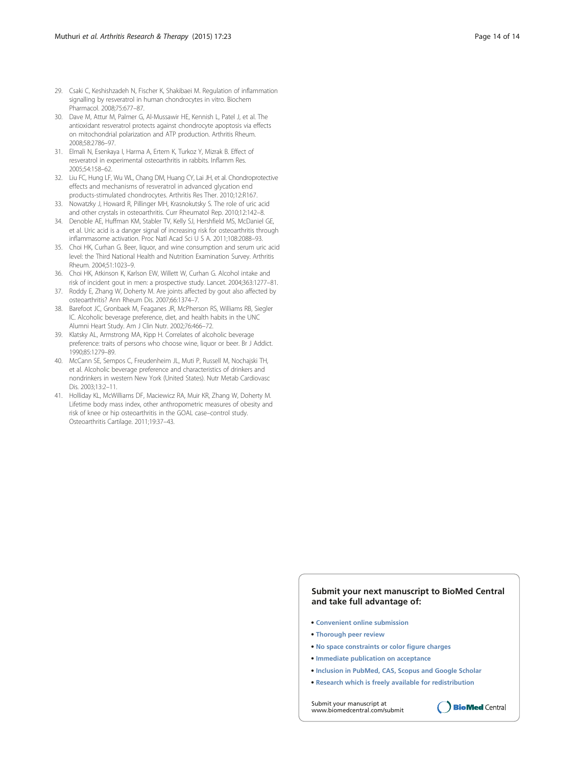29. Csaki C, Keshishzadeh N, Fischer K, Shakibaei M. Regulation of inflammation signalling by resveratrol in human chondrocytes in vitro. Biochem Pharmacol. 2008;75:677–87.
30. Dave M, Attur M, Palmer G, Al-Mussawir HE, Kennish L, Patel J, et al. The antioxidant resveratrol protects against chondrocyte apoptosis via effects on mitochondrial polarization and ATP production. Arthritis Rheum. 2008;58:2786–97.
31. Elmali N, Esenkaya I, Harma A, Ertem K, Turkoz Y, Mizrak B. Effect of resveratrol in experimental osteoarthritis in rabbits. Inflamm Res. 2005;54:158–62.
32. Liu FC, Hung LF, Wu WL, Chang DM, Huang CY, Lai JH, et al. Chondroprotective effects and mechanisms of resveratrol in advanced glycation end products-stimulated chondrocytes. Arthritis Res Ther. 2010;12:R167.
33. Nowatzky J, Howard R, Pillinger MH, Krasnokutsky S. The role of uric acid and other crystals in osteoarthritis. Curr Rheumatol Rep. 2010;12:142–8.
34. Denoble AE, Huffman KM, Stabler TV, Kelly SJ, Hershfield MS, McDaniel GE, et al. Uric acid is a danger signal of increasing risk for osteoarthritis through inflammasome activation. Proc Natl Acad Sci U S A. 2011;108:2088–93.
35. Choi HK, Curhan G. Beer, liquor, and wine consumption and serum uric acid level: the Third National Health and Nutrition Examination Survey. Arthritis Rheum. 2004;51:1023–9.
36. Choi HK, Atkinson K, Karlson EW, Willett W, Curhan G. Alcohol intake and risk of incident gout in men: a prospective study. Lancet. 2004;363:1277–81.
37. Roddy E, Zhang W, Doherty M. Are joints affected by gout also affected by osteoarthritis? Ann Rheum Dis. 2007;66:1374–7.
38. Barefoot JC, Gronbaek M, Feaganes JR, McPherson RS, Williams RB, Siegler IC. Alcoholic beverage preference, diet, and health habits in the UNC Alumni Heart Study. Am J Clin Nutr. 2002;76:466–72.
39. Klatsky AL, Armstrong MA, Kipp H. Correlates of alcoholic beverage preference: traits of persons who choose wine, liquor or beer. Br J Addict. 1990;85:1279–89.
40. McCann SE, Sempos C, Freudenheim JL, Muti P, Russell M, Nochajski TH, et al. Alcoholic beverage preference and characteristics of drinkers and nondrinkers in western New York (United States). Nutr Metab Cardiovasc Dis. 2003;13:2–11.
41. Holliday KL, McWilliams DF, Maciewicz RA, Muir KR, Zhang W, Doherty M. Lifetime body mass index, other anthropometric measures of obesity and risk of knee or hip osteoarthritis in the GOAL case–control study. Osteoarthritis Cartilage. 2011;19:37–43.

**Submit your next manuscript to BioMed Central and take full advantage of:**

- **Convenient online submission**
- **Thorough peer review**
- **No space constraints or color figure charges**
- **Immediate publication on acceptance**
- **Inclusion in PubMed, CAS, Scopus and Google Scholar**
- **Research which is freely available for redistribution**

Submit your manuscript at
www.biomedcentral.com/submit

BioMed Central